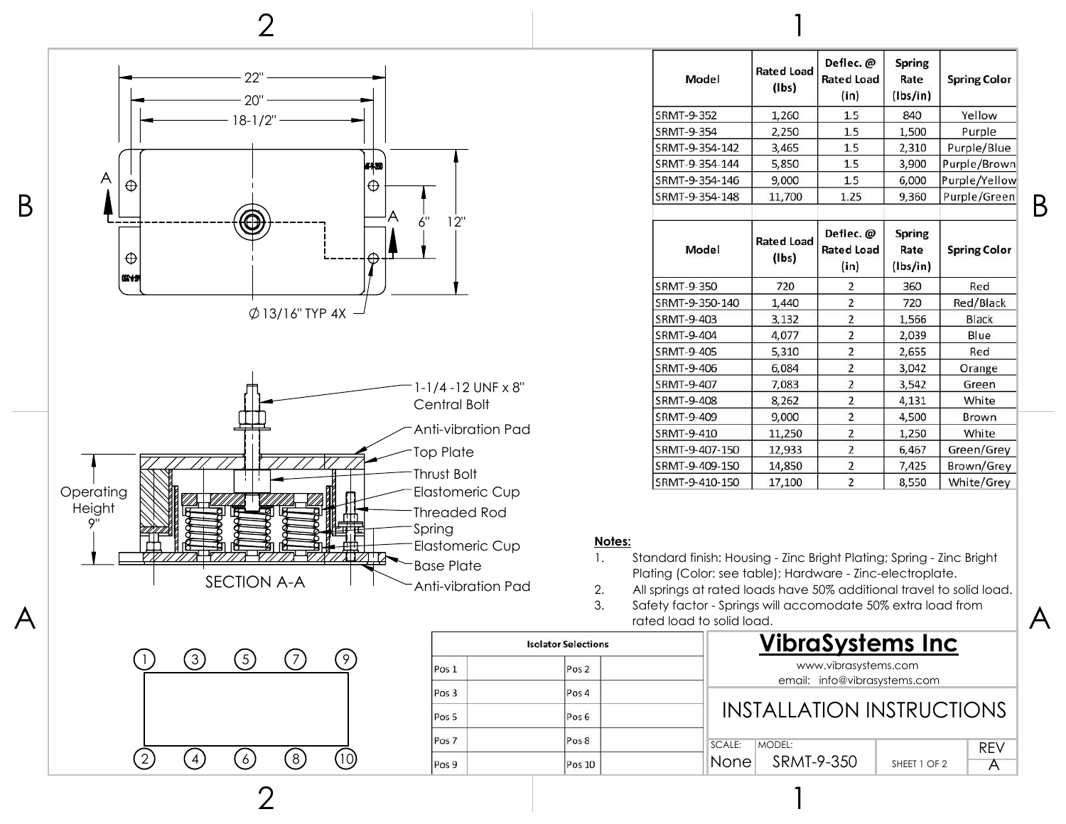| Model | Rated Load (lbs) | Deflec. @ Rated Load (in) | Spring Rate (lbs/in) | Spring Color |
|---|---|---|---|---|
| SRMT-9-352 | 1,260 | 1.5 | 840 | Yellow |
| SRMT-9-354 | 2,250 | 1.5 | 1,500 | Purple |
| SRMT-9-354-142 | 3,465 | 1.5 | 2,310 | Purple/Blue |
| SRMT-9-354-144 | 5,850 | 1.5 | 3,900 | Purple/Brown |
| SRMT-9-354-146 | 9,000 | 1.5 | 6,000 | Purple/Yellow |
| SRMT-9-354-148 | 11,700 | 1.25 | 9,360 | Purple/Green |

| Model | Rated Load (lbs) | Deflec. @ Rated Load (in) | Spring Rate (lbs/in) | Spring Color |
|---|---|---|---|---|
| SRMT-9-350 | 720 | 2 | 360 | Red |
| SRMT-9-350-140 | 1,440 | 2 | 720 | Red/Black |
| SRMT-9-403 | 3,132 | 2 | 1,566 | Black |
| SRMT-9-404 | 4,077 | 2 | 2,039 | Blue |
| SRMT-9-405 | 5,310 | 2 | 2,655 | Red |
| SRMT-9-406 | 6,084 | 2 | 3,042 | Orange |
| SRMT-9-407 | 7,083 | 2 | 3,542 | Green |
| SRMT-9-408 | 8,262 | 2 | 4,131 | White |
| SRMT-9-409 | 9,000 | 2 | 4,500 | Brown |
| SRMT-9-410 | 11,250 | 2 | 1,250 | White |
| SRMT-9-407-150 | 12,933 | 2 | 6,467 | Green/Grey |
| SRMT-9-409-150 | 14,850 | 2 | 7,425 | Brown/Grey |
| SRMT-9-410-150 | 17,100 | 2 | 8,550 | White/Grey |

22"
20"
18-1/2"
6"
12"
A
A
Ø 13/16" TYP 4X

1-1/4 -12 UNF x 8" Central Bolt
Anti-vibration Pad
Top Plate
Thrust Bolt
Elastomeric Cup
Threaded Rod
Spring
Elastomeric Cup
Base Plate
Anti-vibration Pad

Operating Height 9"

SECTION A-A

**Notes:**

1. Standard finish: Housing - Zinc Bright Plating; Spring - Zinc Bright Plating (Color: see table); Hardware - Zinc-electroplate.
2. All springs at rated loads have 50% additional travel to solid load.
3. Safety factor - Springs will accomodate 50% extra load from rated load to solid load.

1 3 5 7 9

2 4 6 8 10

| Isolator Selections | | | |
|---|---|---|---|
| Pos 1 | | Pos 2 | |
| Pos 3 | | Pos 4 | |
| Pos 5 | | Pos 6 | |
| Pos 7 | | Pos 8 | |
| Pos 9 | | Pos 10 | |

**VibraSystems Inc**

www.vibrasystems.com

email: info@vibrasystems.com

INSTALLATION INSTRUCTIONS

| SCALE: | MODEL: | | REV |
|---|---|---|---|
| None | SRMT-9-350 | SHEET 1 OF 2 | A |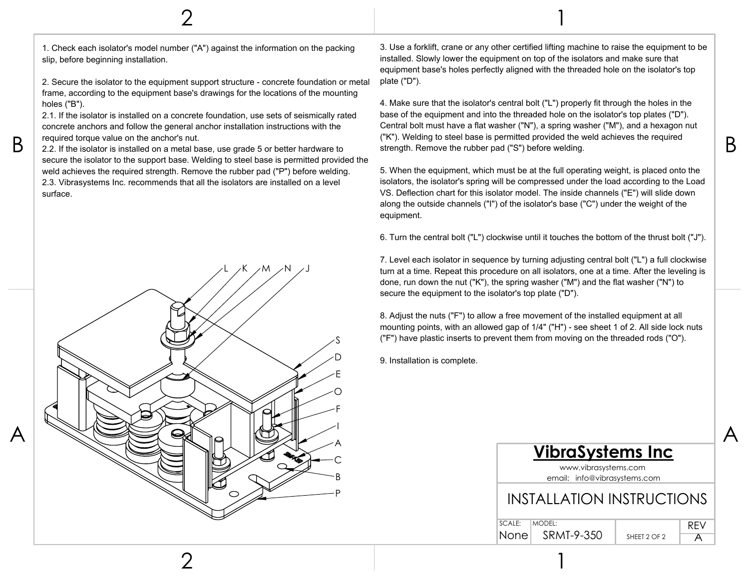1. Check each isolator's model number ("A") against the information on the packing slip, before beginning installation.

2. Secure the isolator to the equipment support structure - concrete foundation or metal frame, according to the equipment base's drawings for the locations of the mounting holes ("B").
2.1. If the isolator is installed on a concrete foundation, use sets of seismically rated concrete anchors and follow the general anchor installation instructions with the required torque value on the anchor's nut.
2.2. If the isolator is installed on a metal base, use grade 5 or better hardware to secure the isolator to the support base. Welding to steel base is permitted provided the weld achieves the required strength. Remove the rubber pad ("P") before welding.
2.3. Vibrasystems Inc. recommends that all the isolators are installed on a level surface.

L K M N J

S
D
E
O
F
I
A
C
B
P

3. Use a forklift, crane or any other certified lifting machine to raise the equipment to be installed. Slowly lower the equipment on top of the isolators and make sure that equipment base's holes perfectly aligned with the threaded hole on the isolator's top plate ("D").

4. Make sure that the isolator's central bolt ("L") properly fit through the holes in the base of the equipment and into the threaded hole on the isolator's top plates ("D"). Central bolt must have a flat washer ("N"), a spring washer ("M"), and a hexagon nut ("K"). Welding to steel base is permitted provided the weld achieves the required strength. Remove the rubber pad ("S") before welding.

5. When the equipment, which must be at the full operating weight, is placed onto the isolators, the isolator's spring will be compressed under the load according to the Load VS. Deflection chart for this isolator model. The inside channels ("E") will slide down along the outside channels ("I") of the isolator's base ("C") under the weight of the equipment.

6. Turn the central bolt ("L") clockwise until it touches the bottom of the thrust bolt ("J").

7. Level each isolator in sequence by turning adjusting central bolt ("L") a full clockwise turn at a time. Repeat this procedure on all isolators, one at a time. After the leveling is done, run down the nut ("K"), the spring washer ("M") and the flat washer ("N") to secure the equipment to the isolator's top plate ("D").

8. Adjust the nuts ("F") to allow a free movement of the installed equipment at all mounting points, with an allowed gap of 1/4" ("H") - see sheet 1 of 2. All side lock nuts ("F") have plastic inserts to prevent them from moving on the threaded rods ("O").

9. Installation is complete.

**VibraSystems Inc**

www.vibrasystems.com
email: info@vibrasystems.com

INSTALLATION INSTRUCTIONS

| SCALE: | MODEL: | | REV |
|---|---|---|---|
| None | SRMT-9-350 | SHEET 2 OF 2 | A |